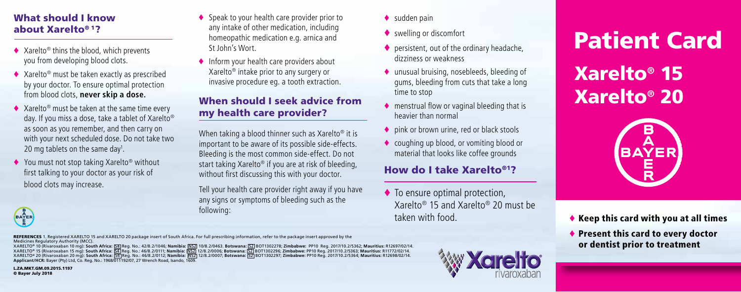## What should I know about Xarelto®[1]?

- Xarelto® thins the blood, which prevents you from developing blood clots.
- Xarelto® must be taken exactly as prescribed by your doctor. To ensure optimal protection from blood clots, **never skip a dose.**
- Xarelto® must be taken at the same time every day. If you miss a dose, take a tablet of Xarelto® as soon as you remember, and then carry on with your next scheduled dose. Do not take two 20 mg tablets on the same day[1].
- You must not stop taking Xarelto® without first talking to your doctor as your risk of blood clots may increase.
- Speak to your health care provider prior to any intake of other medication, including homeopathic medication e.g. arnica and St John's Wort.
- Inform your health care providers about Xarelto® intake prior to any surgery or invasive procedure eg. a tooth extraction.

## When should I seek advice from my health care provider?

When taking a blood thinner such as Xarelto® it is important to be aware of its possible side-effects. Bleeding is the most common side-effect. Do not start taking Xarelto® if you are at risk of bleeding, without first discussing this with your doctor.

Tell your health care provider right away if you have any signs or symptoms of bleeding such as the following:

- sudden pain
- swelling or discomfort
- persistent, out of the ordinary headache, dizziness or weakness
- unusual bruising, nosebleeds, bleeding of gums, bleeding from cuts that take a long time to stop
- menstrual flow or vaginal bleeding that is heavier than normal
- pink or brown urine, red or black stools
- coughing up blood, or vomiting blood or material that looks like coffee grounds

## How do I take Xarelto®[1]?

- To ensure optimal protection, Xarelto® 15 and Xarelto® 20 must be taken with food.

# Patient Card

# Xarelto® 15
# Xarelto® 20

- **Keep this card with you at all times**
- **Present this card to every doctor or dentist prior to treatment**

Xarelto® rivaroxaban

**REFERENCES** 1. Registered XARELTO 15 and XARELTO 20 package insert of South Africa. For full prescribing information, refer to the package insert approved by the Medicines Regulatory Authority (MCC).
XARELTO® 10 (Rivaroxaban 10 mg): **South Africa:** S4 Reg. No.: 42/8.2/1046; **Namibia:** NS2 10/8.2/0463. **Botswana:** S2 BOT1302278; **Zimbabwe:** PP10 Reg. 2017/10.2/5362; **Mauritius:** R12697/02/14.
XARELTO® 15 (Rivaroxaban 15 mg): **South Africa:** S4 Reg. No.: 46/8.2/0111; **Namibia:** NS2 12/8.2/0006; **Botswana:** S2 BOT1302296; **Zimbabwe:** PP10 Reg. 2017/10.2/5363; **Mauritius:** R11772/02/14.
XARELTO® 20 (Rivaroxaban 20 mg): **South Africa:** S4 Reg. No.: 46/8.2/0112; **Namibia:** NS2 12/8.2/0007; **Botswana:** S2 BOT1302297; **Zimbabwe:** PP10 Reg. 2017/10.2/5364; **Mauritius:** R12698/02/14.
**Applicant/HCR:** Bayer (Pty) Ltd, Co. Reg. No.: 1968/011192/07, 27 Wrench Road, Isando, 1609.

L.ZA.MKT.GM.09.2015.1197
© Bayer July 2018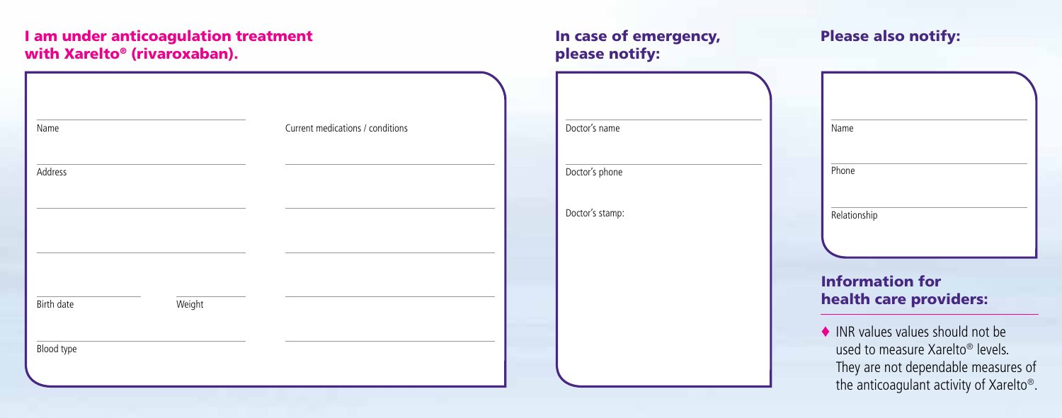## I am under anticoagulation treatment with Xarelto® (rivaroxaban).

Name

Address

Birth date

Weight

Blood type

Current medications / conditions

## In case of emergency, please notify:

Doctor's name

Doctor's phone

Doctor's stamp:

## Please also notify:

Name

Phone

Relationship

## Information for health care providers:

- INR values values should not be used to measure Xarelto® levels. They are not dependable measures of the anticoagulant activity of Xarelto®.